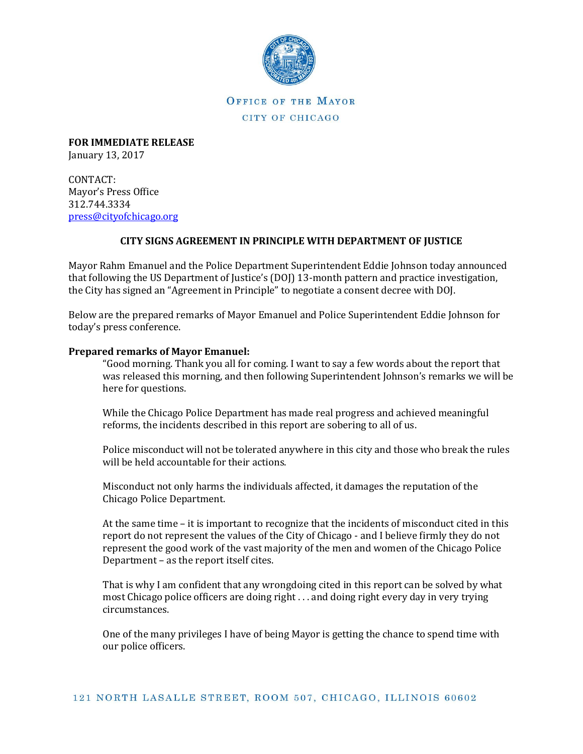OFFICE OF THE MAYOR
CITY OF CHICAGO

**FOR IMMEDIATE RELEASE**
January 13, 2017

CONTACT:
Mayor's Press Office
312.744.3334
press@cityofchicago.org

## CITY SIGNS AGREEMENT IN PRINCIPLE WITH DEPARTMENT OF JUSTICE

Mayor Rahm Emanuel and the Police Department Superintendent Eddie Johnson today announced that following the US Department of Justice's (DOJ) 13-month pattern and practice investigation, the City has signed an "Agreement in Principle" to negotiate a consent decree with DOJ.

Below are the prepared remarks of Mayor Emanuel and Police Superintendent Eddie Johnson for today's press conference.

**Prepared remarks of Mayor Emanuel:**

"Good morning. Thank you all for coming. I want to say a few words about the report that was released this morning, and then following Superintendent Johnson's remarks we will be here for questions.

While the Chicago Police Department has made real progress and achieved meaningful reforms, the incidents described in this report are sobering to all of us.

Police misconduct will not be tolerated anywhere in this city and those who break the rules will be held accountable for their actions.

Misconduct not only harms the individuals affected, it damages the reputation of the Chicago Police Department.

At the same time – it is important to recognize that the incidents of misconduct cited in this report do not represent the values of the City of Chicago - and I believe firmly they do not represent the good work of the vast majority of the men and women of the Chicago Police Department – as the report itself cites.

That is why I am confident that any wrongdoing cited in this report can be solved by what most Chicago police officers are doing right . . . and doing right every day in very trying circumstances.

One of the many privileges I have of being Mayor is getting the chance to spend time with our police officers.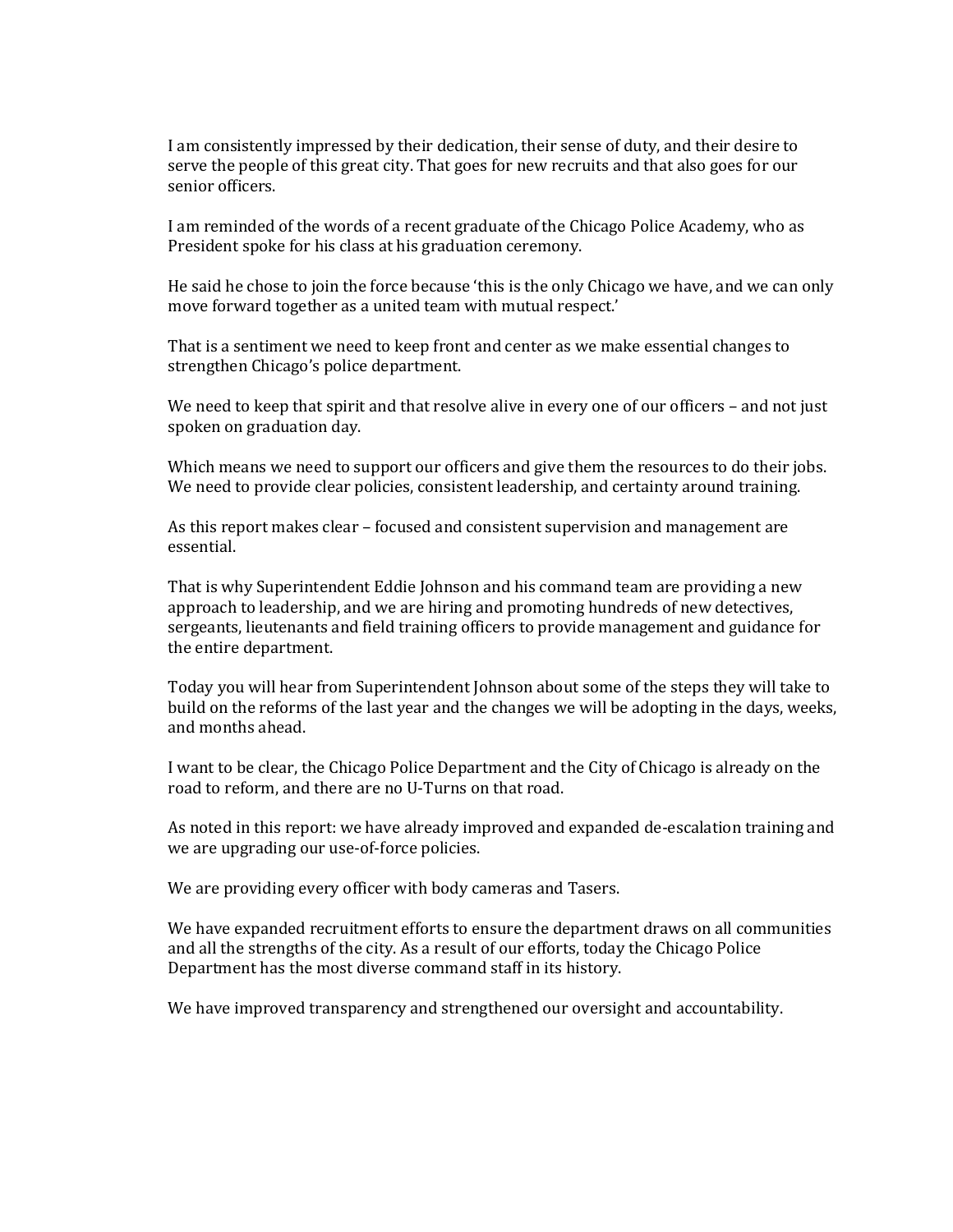I am consistently impressed by their dedication, their sense of duty, and their desire to serve the people of this great city. That goes for new recruits and that also goes for our senior officers.

I am reminded of the words of a recent graduate of the Chicago Police Academy, who as President spoke for his class at his graduation ceremony.

He said he chose to join the force because 'this is the only Chicago we have, and we can only move forward together as a united team with mutual respect.'

That is a sentiment we need to keep front and center as we make essential changes to strengthen Chicago's police department.

We need to keep that spirit and that resolve alive in every one of our officers – and not just spoken on graduation day.

Which means we need to support our officers and give them the resources to do their jobs. We need to provide clear policies, consistent leadership, and certainty around training.

As this report makes clear – focused and consistent supervision and management are essential.

That is why Superintendent Eddie Johnson and his command team are providing a new approach to leadership, and we are hiring and promoting hundreds of new detectives, sergeants, lieutenants and field training officers to provide management and guidance for the entire department.

Today you will hear from Superintendent Johnson about some of the steps they will take to build on the reforms of the last year and the changes we will be adopting in the days, weeks, and months ahead.

I want to be clear, the Chicago Police Department and the City of Chicago is already on the road to reform, and there are no U-Turns on that road.

As noted in this report: we have already improved and expanded de-escalation training and we are upgrading our use-of-force policies.

We are providing every officer with body cameras and Tasers.

We have expanded recruitment efforts to ensure the department draws on all communities and all the strengths of the city. As a result of our efforts, today the Chicago Police Department has the most diverse command staff in its history.

We have improved transparency and strengthened our oversight and accountability.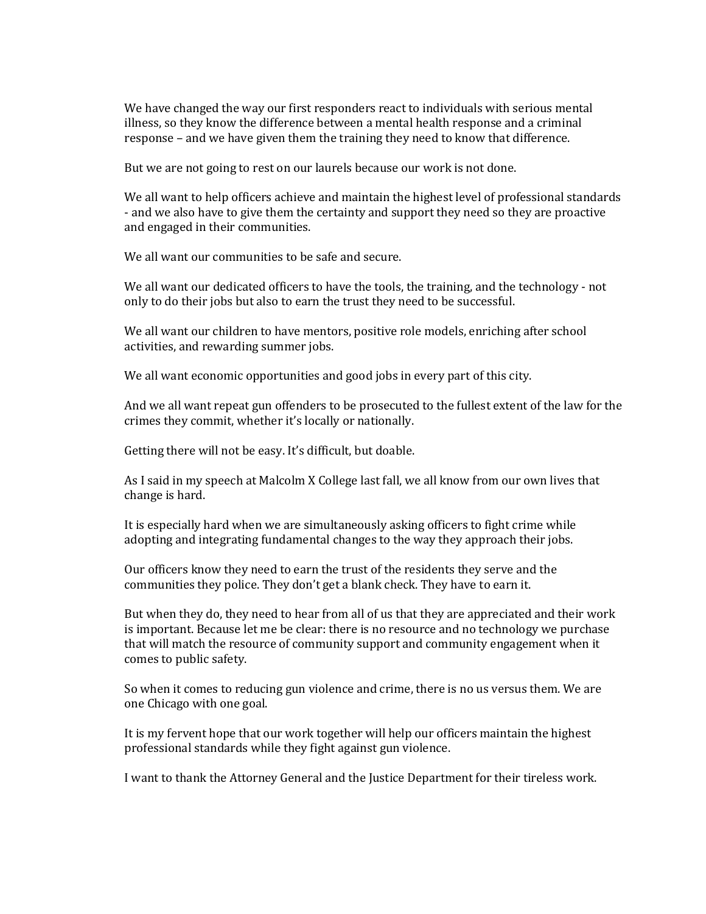We have changed the way our first responders react to individuals with serious mental illness, so they know the difference between a mental health response and a criminal response – and we have given them the training they need to know that difference.

But we are not going to rest on our laurels because our work is not done.

We all want to help officers achieve and maintain the highest level of professional standards - and we also have to give them the certainty and support they need so they are proactive and engaged in their communities.

We all want our communities to be safe and secure.

We all want our dedicated officers to have the tools, the training, and the technology - not only to do their jobs but also to earn the trust they need to be successful.

We all want our children to have mentors, positive role models, enriching after school activities, and rewarding summer jobs.

We all want economic opportunities and good jobs in every part of this city.

And we all want repeat gun offenders to be prosecuted to the fullest extent of the law for the crimes they commit, whether it's locally or nationally.

Getting there will not be easy. It's difficult, but doable.

As I said in my speech at Malcolm X College last fall, we all know from our own lives that change is hard.

It is especially hard when we are simultaneously asking officers to fight crime while adopting and integrating fundamental changes to the way they approach their jobs.

Our officers know they need to earn the trust of the residents they serve and the communities they police. They don't get a blank check. They have to earn it.

But when they do, they need to hear from all of us that they are appreciated and their work is important. Because let me be clear: there is no resource and no technology we purchase that will match the resource of community support and community engagement when it comes to public safety.

So when it comes to reducing gun violence and crime, there is no us versus them. We are one Chicago with one goal.

It is my fervent hope that our work together will help our officers maintain the highest professional standards while they fight against gun violence.

I want to thank the Attorney General and the Justice Department for their tireless work.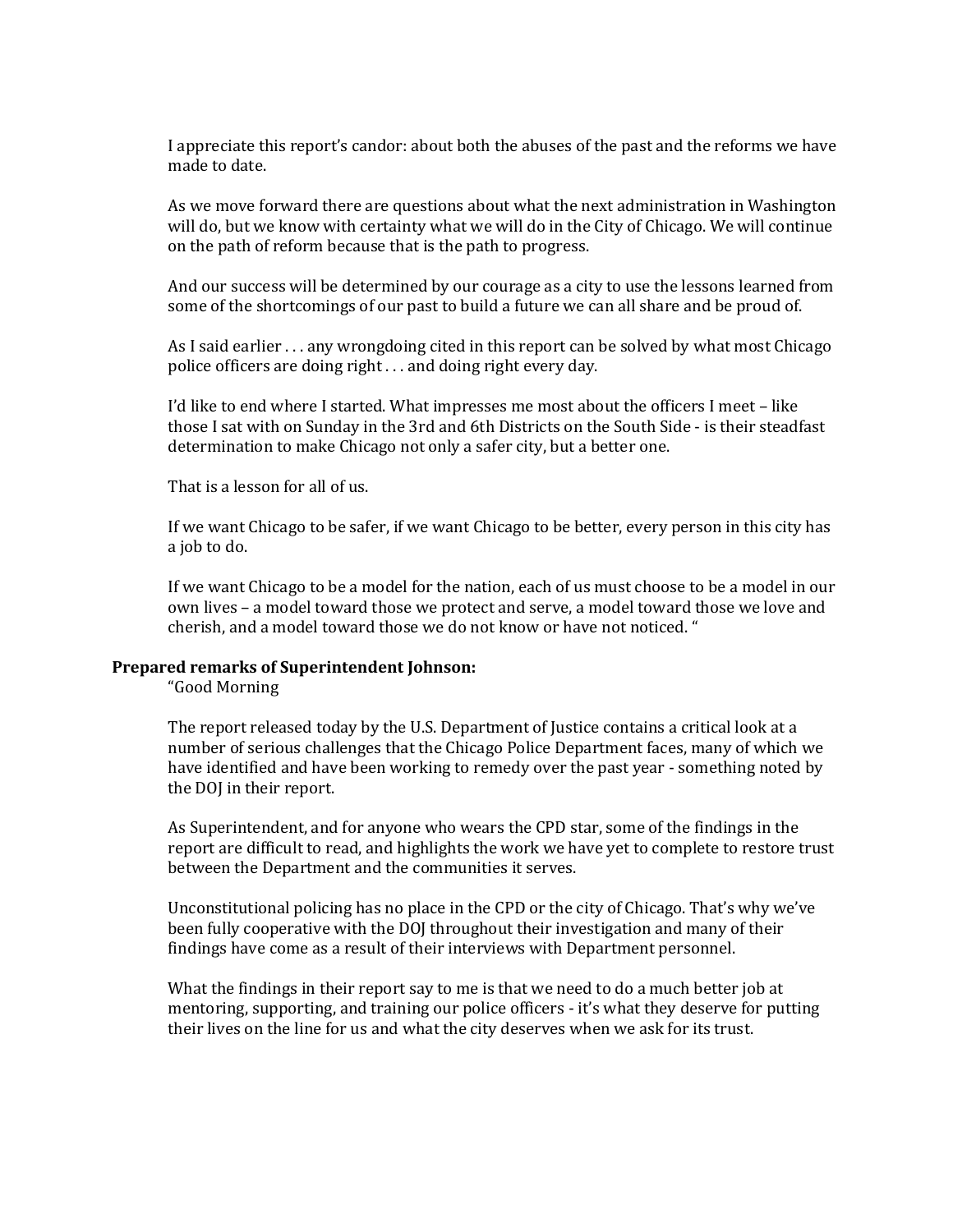I appreciate this report's candor: about both the abuses of the past and the reforms we have made to date.

As we move forward there are questions about what the next administration in Washington will do, but we know with certainty what we will do in the City of Chicago. We will continue on the path of reform because that is the path to progress.

And our success will be determined by our courage as a city to use the lessons learned from some of the shortcomings of our past to build a future we can all share and be proud of.

As I said earlier . . . any wrongdoing cited in this report can be solved by what most Chicago police officers are doing right . . . and doing right every day.

I'd like to end where I started. What impresses me most about the officers I meet – like those I sat with on Sunday in the 3rd and 6th Districts on the South Side - is their steadfast determination to make Chicago not only a safer city, but a better one.

That is a lesson for all of us.

If we want Chicago to be safer, if we want Chicago to be better, every person in this city has a job to do.

If we want Chicago to be a model for the nation, each of us must choose to be a model in our own lives – a model toward those we protect and serve, a model toward those we love and cherish, and a model toward those we do not know or have not noticed. "

**Prepared remarks of Superintendent Johnson:**

"Good Morning

The report released today by the U.S. Department of Justice contains a critical look at a number of serious challenges that the Chicago Police Department faces, many of which we have identified and have been working to remedy over the past year - something noted by the DOJ in their report.

As Superintendent, and for anyone who wears the CPD star, some of the findings in the report are difficult to read, and highlights the work we have yet to complete to restore trust between the Department and the communities it serves.

Unconstitutional policing has no place in the CPD or the city of Chicago. That's why we've been fully cooperative with the DOJ throughout their investigation and many of their findings have come as a result of their interviews with Department personnel.

What the findings in their report say to me is that we need to do a much better job at mentoring, supporting, and training our police officers - it's what they deserve for putting their lives on the line for us and what the city deserves when we ask for its trust.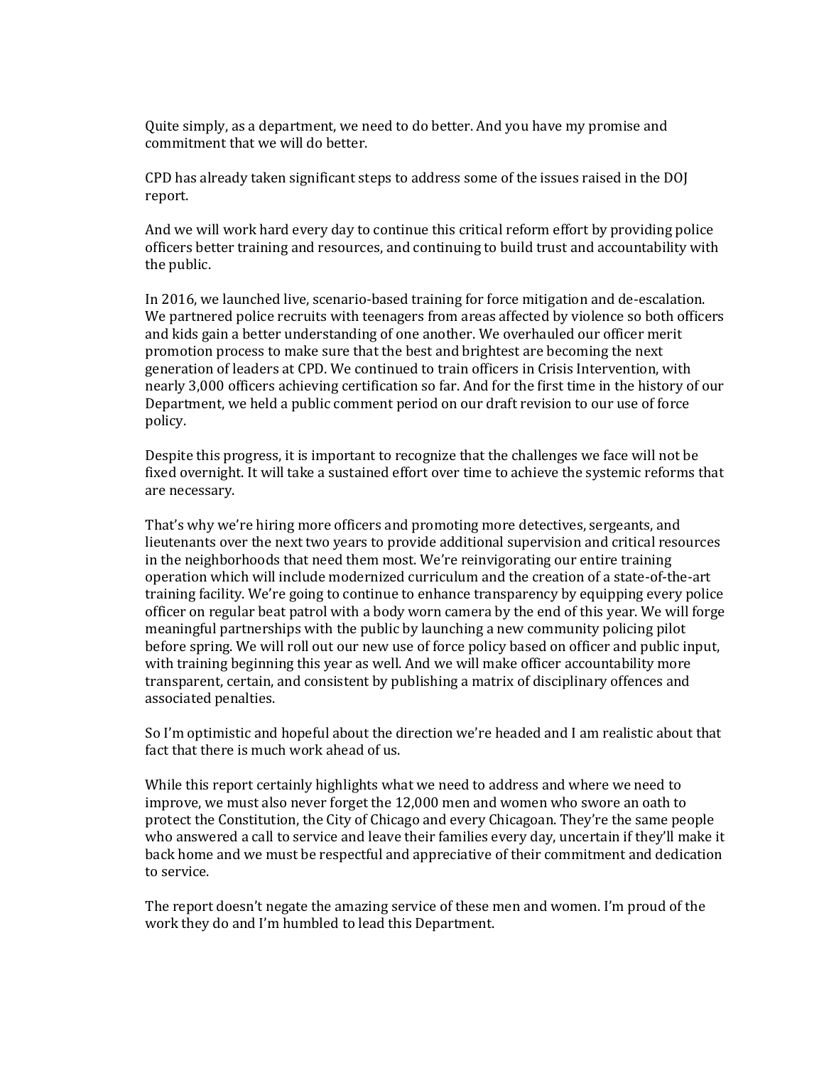Quite simply, as a department, we need to do better. And you have my promise and commitment that we will do better.

CPD has already taken significant steps to address some of the issues raised in the DOJ report.

And we will work hard every day to continue this critical reform effort by providing police officers better training and resources, and continuing to build trust and accountability with the public.

In 2016, we launched live, scenario-based training for force mitigation and de-escalation. We partnered police recruits with teenagers from areas affected by violence so both officers and kids gain a better understanding of one another. We overhauled our officer merit promotion process to make sure that the best and brightest are becoming the next generation of leaders at CPD. We continued to train officers in Crisis Intervention, with nearly 3,000 officers achieving certification so far. And for the first time in the history of our Department, we held a public comment period on our draft revision to our use of force policy.

Despite this progress, it is important to recognize that the challenges we face will not be fixed overnight. It will take a sustained effort over time to achieve the systemic reforms that are necessary.

That's why we're hiring more officers and promoting more detectives, sergeants, and lieutenants over the next two years to provide additional supervision and critical resources in the neighborhoods that need them most. We're reinvigorating our entire training operation which will include modernized curriculum and the creation of a state-of-the-art training facility. We're going to continue to enhance transparency by equipping every police officer on regular beat patrol with a body worn camera by the end of this year. We will forge meaningful partnerships with the public by launching a new community policing pilot before spring. We will roll out our new use of force policy based on officer and public input, with training beginning this year as well. And we will make officer accountability more transparent, certain, and consistent by publishing a matrix of disciplinary offences and associated penalties.

So I'm optimistic and hopeful about the direction we're headed and I am realistic about that fact that there is much work ahead of us.

While this report certainly highlights what we need to address and where we need to improve, we must also never forget the 12,000 men and women who swore an oath to protect the Constitution, the City of Chicago and every Chicagoan. They're the same people who answered a call to service and leave their families every day, uncertain if they'll make it back home and we must be respectful and appreciative of their commitment and dedication to service.

The report doesn't negate the amazing service of these men and women. I'm proud of the work they do and I'm humbled to lead this Department.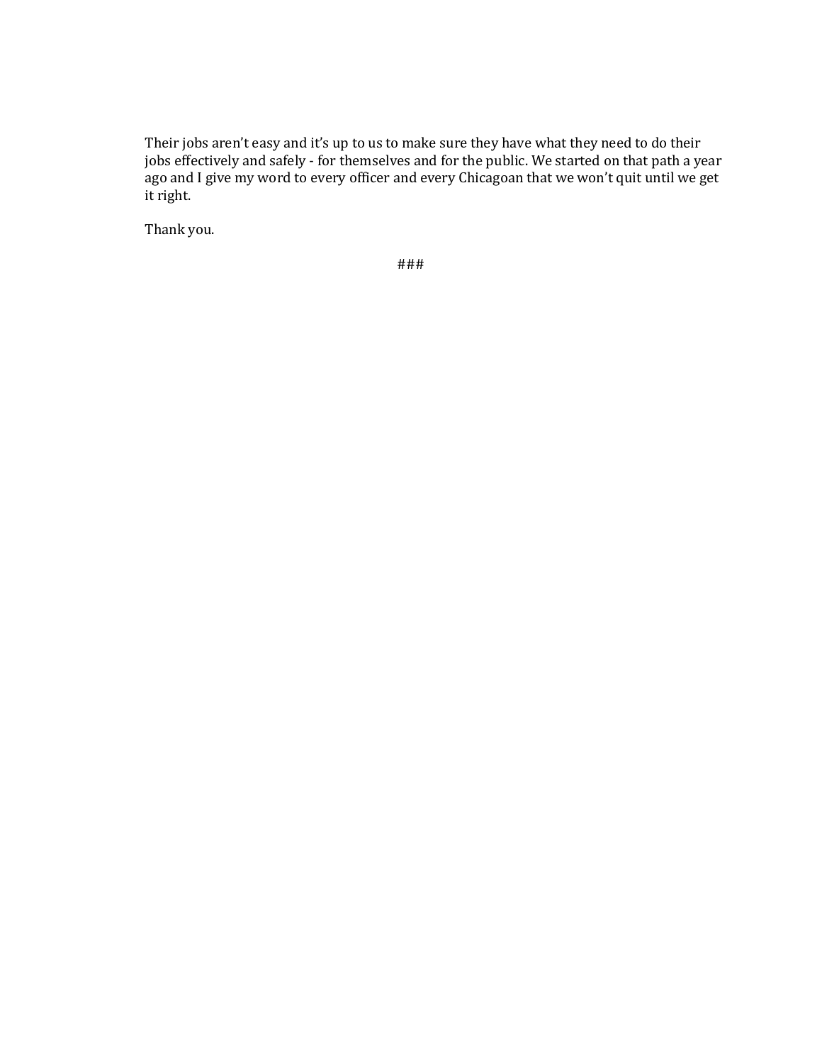Their jobs aren't easy and it's up to us to make sure they have what they need to do their jobs effectively and safely - for themselves and for the public. We started on that path a year ago and I give my word to every officer and every Chicagoan that we won't quit until we get it right.

Thank you.

###